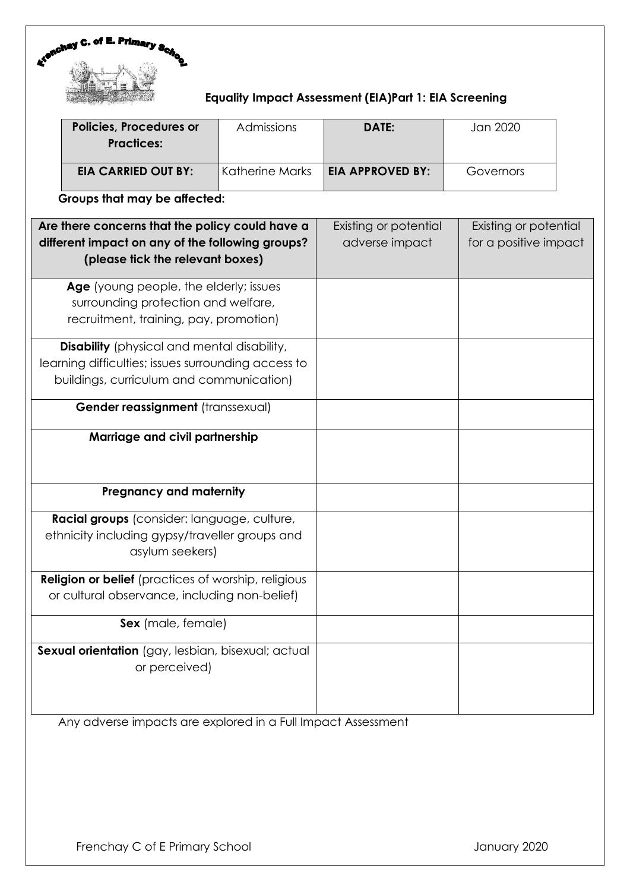Frenchay C. of E. Primary School

## Equality Impact Assessment (EIA)Part 1: EIA Screening

| **Policies, Procedures or Practices:** | Admissions | **DATE:** | Jan 2020 |
|---|---|---|---|
| **EIA CARRIED OUT BY:** | Katherine Marks | **EIA APPROVED BY:** | Governors |

**Groups that may be affected:**

| **Are there concerns that the policy could have a different impact on any of the following groups? (please tick the relevant boxes)** | Existing or potential adverse impact | Existing or potential for a positive impact |
|---|---|---|
| **Age** (young people, the elderly; issues surrounding protection and welfare, recruitment, training, pay, promotion) | | |
| **Disability** (physical and mental disability, learning difficulties; issues surrounding access to buildings, curriculum and communication) | | |
| **Gender reassignment** (transsexual) | | |
| **Marriage and civil partnership** | | |
| **Pregnancy and maternity** | | |
| **Racial groups** (consider: language, culture, ethnicity including gypsy/traveller groups and asylum seekers) | | |
| **Religion or belief** (practices of worship, religious or cultural observance, including non-belief) | | |
| **Sex** (male, female) | | |
| **Sexual orientation** (gay, lesbian, bisexual; actual or perceived) | | |

Any adverse impacts are explored in a Full Impact Assessment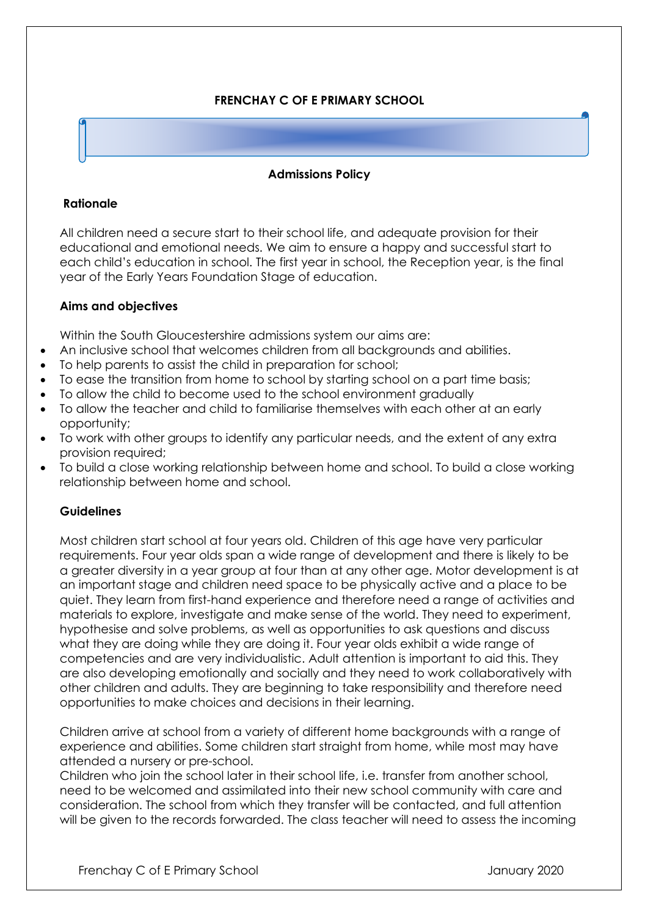**FRENCHAY C OF E PRIMARY SCHOOL**

**Admissions Policy**

**Rationale**

All children need a secure start to their school life, and adequate provision for their educational and emotional needs. We aim to ensure a happy and successful start to each child's education in school. The first year in school, the Reception year, is the final year of the Early Years Foundation Stage of education.

**Aims and objectives**

Within the South Gloucestershire admissions system our aims are:

- An inclusive school that welcomes children from all backgrounds and abilities.
- To help parents to assist the child in preparation for school;
- To ease the transition from home to school by starting school on a part time basis;
- To allow the child to become used to the school environment gradually
- To allow the teacher and child to familiarise themselves with each other at an early opportunity;
- To work with other groups to identify any particular needs, and the extent of any extra provision required;
- To build a close working relationship between home and school. To build a close working relationship between home and school.

**Guidelines**

Most children start school at four years old. Children of this age have very particular requirements. Four year olds span a wide range of development and there is likely to be a greater diversity in a year group at four than at any other age. Motor development is at an important stage and children need space to be physically active and a place to be quiet. They learn from first-hand experience and therefore need a range of activities and materials to explore, investigate and make sense of the world. They need to experiment, hypothesise and solve problems, as well as opportunities to ask questions and discuss what they are doing while they are doing it. Four year olds exhibit a wide range of competencies and are very individualistic. Adult attention is important to aid this. They are also developing emotionally and socially and they need to work collaboratively with other children and adults. They are beginning to take responsibility and therefore need opportunities to make choices and decisions in their learning.

Children arrive at school from a variety of different home backgrounds with a range of experience and abilities. Some children start straight from home, while most may have attended a nursery or pre-school.

Children who join the school later in their school life, i.e. transfer from another school, need to be welcomed and assimilated into their new school community with care and consideration. The school from which they transfer will be contacted, and full attention will be given to the records forwarded. The class teacher will need to assess the incoming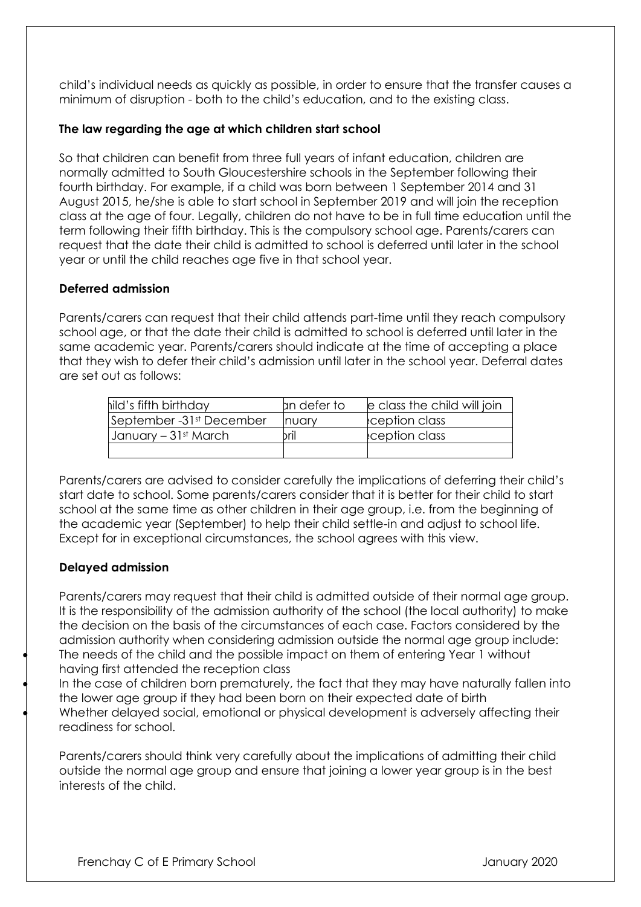child's individual needs as quickly as possible, in order to ensure that the transfer causes a minimum of disruption - both to the child's education, and to the existing class.

**The law regarding the age at which children start school**

So that children can benefit from three full years of infant education, children are normally admitted to South Gloucestershire schools in the September following their fourth birthday. For example, if a child was born between 1 September 2014 and 31 August 2015, he/she is able to start school in September 2019 and will join the reception class at the age of four. Legally, children do not have to be in full time education until the term following their fifth birthday. This is the compulsory school age. Parents/carers can request that the date their child is admitted to school is deferred until later in the school year or until the child reaches age five in that school year.

**Deferred admission**

Parents/carers can request that their child attends part-time until they reach compulsory school age, or that the date their child is admitted to school is deferred until later in the same academic year. Parents/carers should indicate at the time of accepting a place that they wish to defer their child's admission until later in the school year. Deferral dates are set out as follows:

| hild's fifth birthday | an defer to | e class the child will join |
| --- | --- | --- |
| September -31st December | nuary | ception class |
| January – 31st March | pril | ception class |
| | | |

Parents/carers are advised to consider carefully the implications of deferring their child's start date to school. Some parents/carers consider that it is better for their child to start school at the same time as other children in their age group, i.e. from the beginning of the academic year (September) to help their child settle-in and adjust to school life. Except for in exceptional circumstances, the school agrees with this view.

**Delayed admission**

Parents/carers may request that their child is admitted outside of their normal age group. It is the responsibility of the admission authority of the school (the local authority) to make the decision on the basis of the circumstances of each case. Factors considered by the admission authority when considering admission outside the normal age group include:

- The needs of the child and the possible impact on them of entering Year 1 without having first attended the reception class
- In the case of children born prematurely, the fact that they may have naturally fallen into the lower age group if they had been born on their expected date of birth
- Whether delayed social, emotional or physical development is adversely affecting their readiness for school.

Parents/carers should think very carefully about the implications of admitting their child outside the normal age group and ensure that joining a lower year group is in the best interests of the child.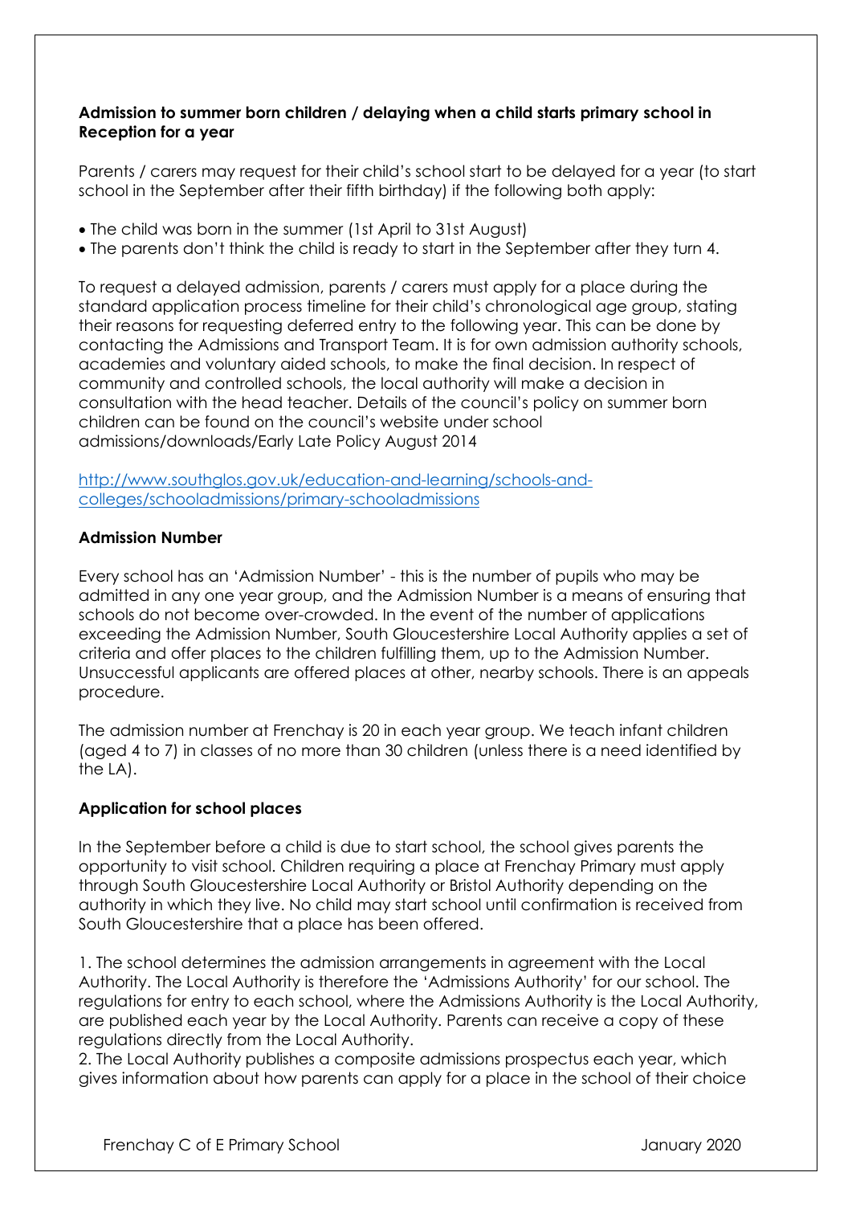**Admission to summer born children / delaying when a child starts primary school in Reception for a year**

Parents / carers may request for their child's school start to be delayed for a year (to start school in the September after their fifth birthday) if the following both apply:

- The child was born in the summer (1st April to 31st August)
- The parents don't think the child is ready to start in the September after they turn 4.

To request a delayed admission, parents / carers must apply for a place during the standard application process timeline for their child's chronological age group, stating their reasons for requesting deferred entry to the following year. This can be done by contacting the Admissions and Transport Team. It is for own admission authority schools, academies and voluntary aided schools, to make the final decision. In respect of community and controlled schools, the local authority will make a decision in consultation with the head teacher. Details of the council's policy on summer born children can be found on the council's website under school admissions/downloads/Early Late Policy August 2014

[http://www.southglos.gov.uk/education-and-learning/schools-and-colleges/schooladmissions/primary-schooladmissions](http://www.southglos.gov.uk/education-and-learning/schools-and-colleges/schooladmissions/primary-schooladmissions)

**Admission Number**

Every school has an 'Admission Number' - this is the number of pupils who may be admitted in any one year group, and the Admission Number is a means of ensuring that schools do not become over-crowded. In the event of the number of applications exceeding the Admission Number, South Gloucestershire Local Authority applies a set of criteria and offer places to the children fulfilling them, up to the Admission Number. Unsuccessful applicants are offered places at other, nearby schools. There is an appeals procedure.

The admission number at Frenchay is 20 in each year group. We teach infant children (aged 4 to 7) in classes of no more than 30 children (unless there is a need identified by the LA).

**Application for school places**

In the September before a child is due to start school, the school gives parents the opportunity to visit school. Children requiring a place at Frenchay Primary must apply through South Gloucestershire Local Authority or Bristol Authority depending on the authority in which they live. No child may start school until confirmation is received from South Gloucestershire that a place has been offered.

1. The school determines the admission arrangements in agreement with the Local Authority. The Local Authority is therefore the 'Admissions Authority' for our school. The regulations for entry to each school, where the Admissions Authority is the Local Authority, are published each year by the Local Authority. Parents can receive a copy of these regulations directly from the Local Authority.
2. The Local Authority publishes a composite admissions prospectus each year, which gives information about how parents can apply for a place in the school of their choice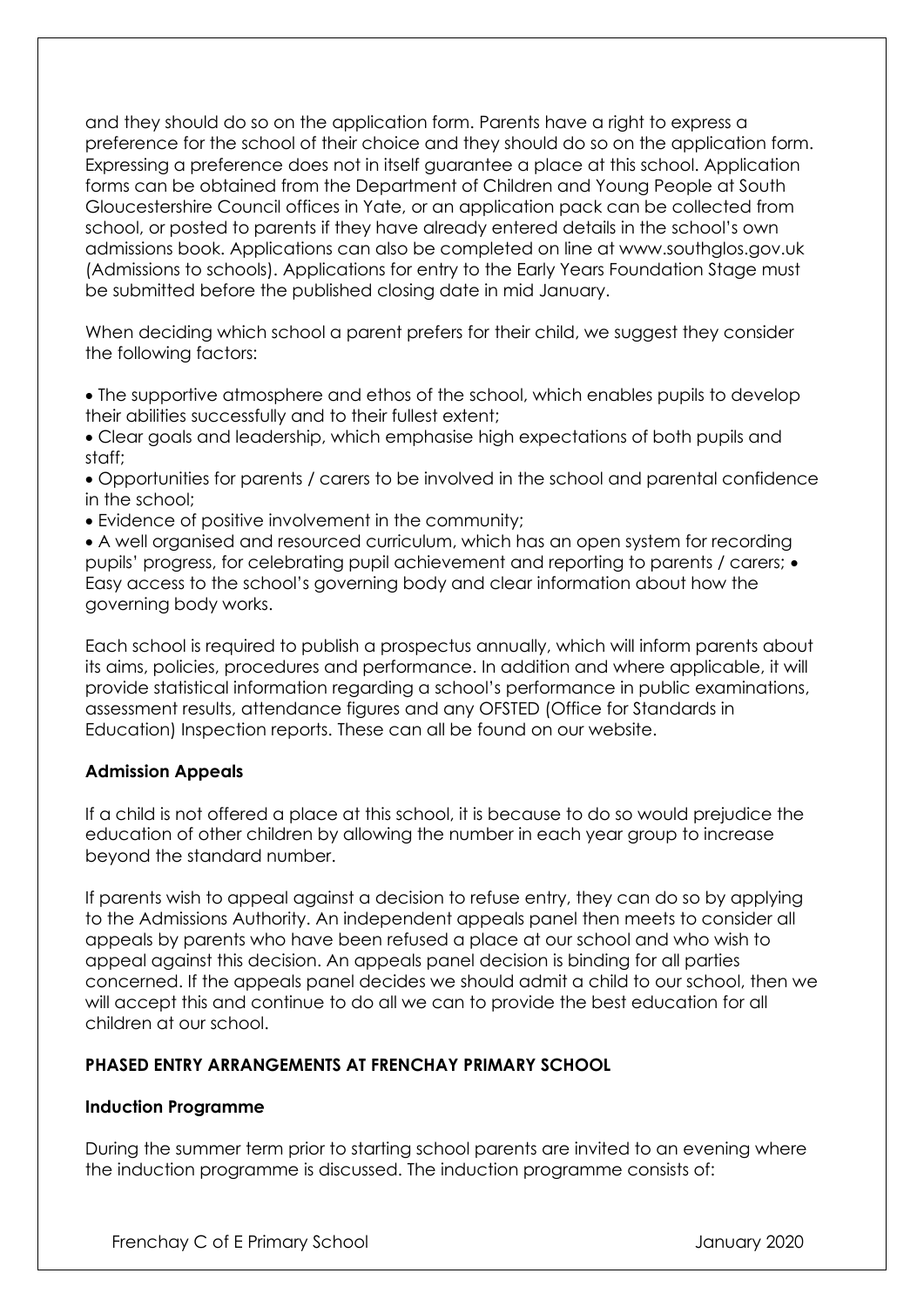and they should do so on the application form. Parents have a right to express a preference for the school of their choice and they should do so on the application form. Expressing a preference does not in itself guarantee a place at this school. Application forms can be obtained from the Department of Children and Young People at South Gloucestershire Council offices in Yate, or an application pack can be collected from school, or posted to parents if they have already entered details in the school's own admissions book. Applications can also be completed on line at www.southglos.gov.uk (Admissions to schools). Applications for entry to the Early Years Foundation Stage must be submitted before the published closing date in mid January.

When deciding which school a parent prefers for their child, we suggest they consider the following factors:

- The supportive atmosphere and ethos of the school, which enables pupils to develop their abilities successfully and to their fullest extent;
- Clear goals and leadership, which emphasise high expectations of both pupils and staff;
- Opportunities for parents / carers to be involved in the school and parental confidence in the school;
- Evidence of positive involvement in the community;
- A well organised and resourced curriculum, which has an open system for recording pupils' progress, for celebrating pupil achievement and reporting to parents / carers;
- Easy access to the school's governing body and clear information about how the governing body works.

Each school is required to publish a prospectus annually, which will inform parents about its aims, policies, procedures and performance. In addition and where applicable, it will provide statistical information regarding a school's performance in public examinations, assessment results, attendance figures and any OFSTED (Office for Standards in Education) Inspection reports. These can all be found on our website.

**Admission Appeals**

If a child is not offered a place at this school, it is because to do so would prejudice the education of other children by allowing the number in each year group to increase beyond the standard number.

If parents wish to appeal against a decision to refuse entry, they can do so by applying to the Admissions Authority. An independent appeals panel then meets to consider all appeals by parents who have been refused a place at our school and who wish to appeal against this decision. An appeals panel decision is binding for all parties concerned. If the appeals panel decides we should admit a child to our school, then we will accept this and continue to do all we can to provide the best education for all children at our school.

**PHASED ENTRY ARRANGEMENTS AT FRENCHAY PRIMARY SCHOOL**

**Induction Programme**

During the summer term prior to starting school parents are invited to an evening where the induction programme is discussed. The induction programme consists of: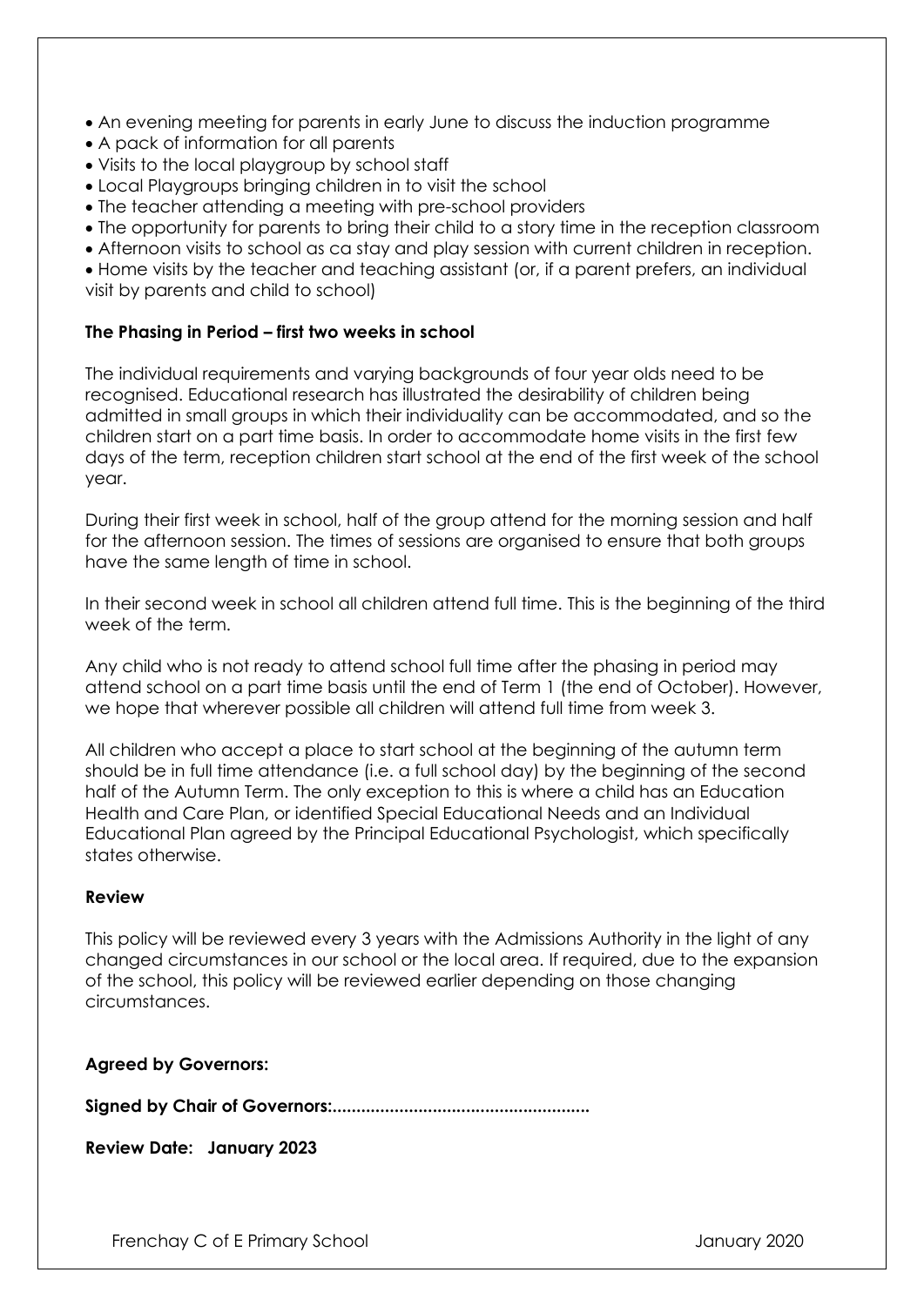- An evening meeting for parents in early June to discuss the induction programme
- A pack of information for all parents
- Visits to the local playgroup by school staff
- Local Playgroups bringing children in to visit the school
- The teacher attending a meeting with pre-school providers
- The opportunity for parents to bring their child to a story time in the reception classroom
- Afternoon visits to school as ca stay and play session with current children in reception.
- Home visits by the teacher and teaching assistant (or, if a parent prefers, an individual visit by parents and child to school)

**The Phasing in Period – first two weeks in school**

The individual requirements and varying backgrounds of four year olds need to be recognised. Educational research has illustrated the desirability of children being admitted in small groups in which their individuality can be accommodated, and so the children start on a part time basis. In order to accommodate home visits in the first few days of the term, reception children start school at the end of the first week of the school year.

During their first week in school, half of the group attend for the morning session and half for the afternoon session. The times of sessions are organised to ensure that both groups have the same length of time in school.

In their second week in school all children attend full time. This is the beginning of the third week of the term.

Any child who is not ready to attend school full time after the phasing in period may attend school on a part time basis until the end of Term 1 (the end of October). However, we hope that wherever possible all children will attend full time from week 3.

All children who accept a place to start school at the beginning of the autumn term should be in full time attendance (i.e. a full school day) by the beginning of the second half of the Autumn Term. The only exception to this is where a child has an Education Health and Care Plan, or identified Special Educational Needs and an Individual Educational Plan agreed by the Principal Educational Psychologist, which specifically states otherwise.

**Review**

This policy will be reviewed every 3 years with the Admissions Authority in the light of any changed circumstances in our school or the local area. If required, due to the expansion of the school, this policy will be reviewed earlier depending on those changing circumstances.

**Agreed by Governors:**

**Signed by Chair of Governors:......................................................**

**Review Date: January 2023**